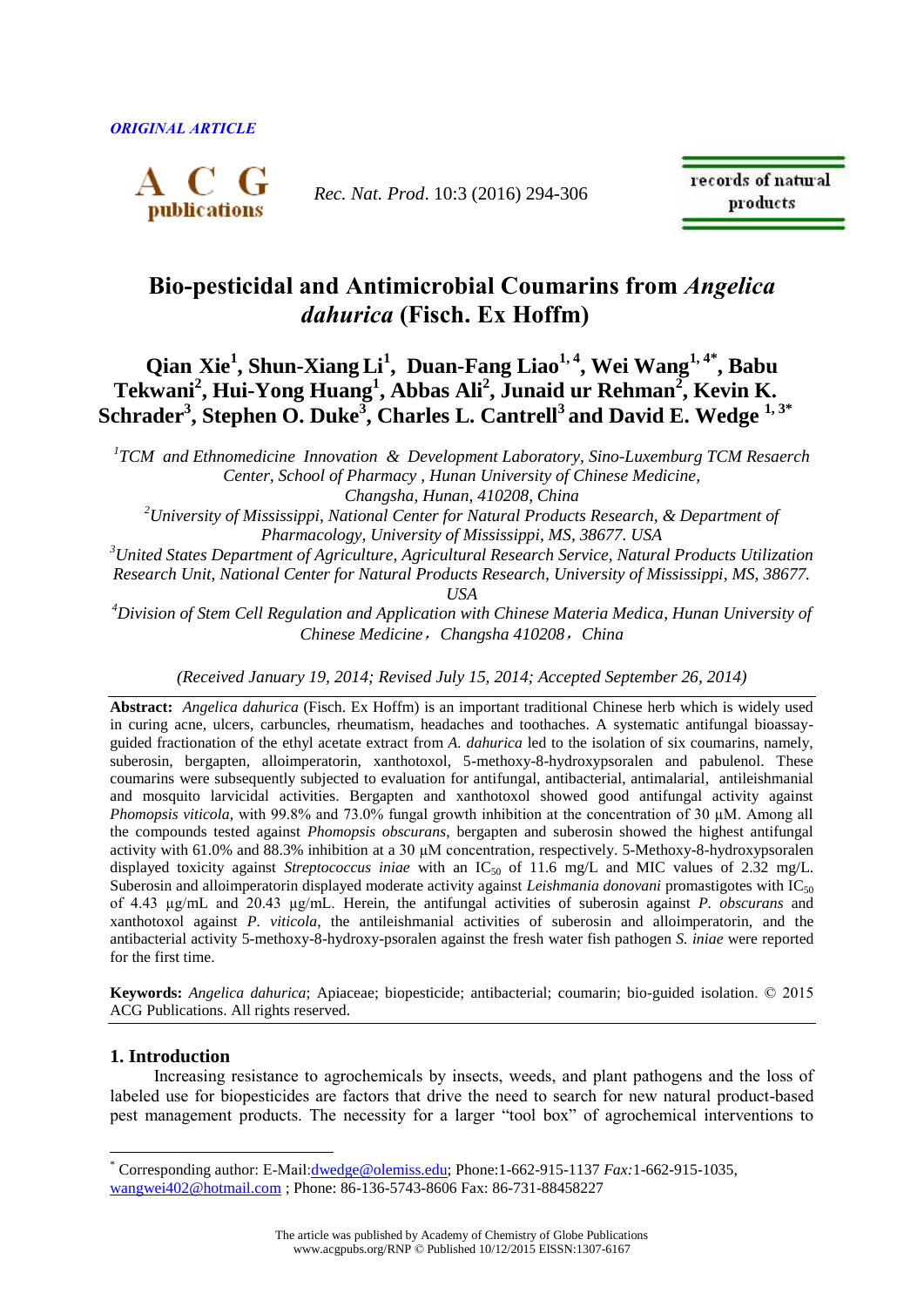*ORIGINAL ARTICLE*

# Bio-pesticidal and Antimicrobial Coumarins from *Angelica dahurica* (Fisch. Ex Hoffm)

**Qian Xie[1], Shun-Xiang Li[1], Duan-Fang Liao[1, 4], Wei Wang[1, 4*], Babu Tekwani[2], Hui-Yong Huang[1], Abbas Ali[2], Junaid ur Rehman[2], Kevin K. Schrader[3], Stephen O. Duke[3], Charles L. Cantrell[3] and David E. Wedge [1, 3*]**

*[1]TCM and Ethnomedicine Innovation & Development Laboratory, Sino-Luxemburg TCM Resaerch Center, School of Pharmacy , Hunan University of Chinese Medicine, Changsha, Hunan, 410208, China*

*[2]University of Mississippi, National Center for Natural Products Research, & Department of Pharmacology, University of Mississippi, MS, 38677. USA*

*[3]United States Department of Agriculture, Agricultural Research Service, Natural Products Utilization Research Unit, National Center for Natural Products Research, University of Mississippi, MS, 38677. USA*

*[4]Division of Stem Cell Regulation and Application with Chinese Materia Medica, Hunan University of Chinese Medicine，Changsha 410208，China*

*(Received January 19, 2014; Revised July 15, 2014; Accepted September 26, 2014)*

**Abstract:** *Angelica dahurica* (Fisch. Ex Hoffm) is an important traditional Chinese herb which is widely used in curing acne, ulcers, carbuncles, rheumatism, headaches and toothaches. A systematic antifungal bioassay-guided fractionation of the ethyl acetate extract from *A. dahurica* led to the isolation of six coumarins, namely, suberosin, bergapten, alloimperatorin, xanthotoxol, 5-methoxy-8-hydroxypsoralen and pabulenol. These coumarins were subsequently subjected to evaluation for antifungal, antibacterial, antimalarial, antileishmanial and mosquito larvicidal activities. Bergapten and xanthotoxol showed good antifungal activity against *Phomopsis viticola*, with 99.8% and 73.0% fungal growth inhibition at the concentration of 30 μM. Among all the compounds tested against *Phomopsis obscurans*, bergapten and suberosin showed the highest antifungal activity with 61.0% and 88.3% inhibition at a 30 μM concentration, respectively. 5-Methoxy-8-hydroxypsoralen displayed toxicity against *Streptococcus iniae* with an $IC_{50}$ of 11.6 mg/L and MIC values of 2.32 mg/L. Suberosin and alloimperatorin displayed moderate activity against *Leishmania donovani* promastigotes with $IC_{50}$ of 4.43 μg/mL and 20.43 μg/mL. Herein, the antifungal activities of suberosin against *P. obscurans* and xanthotoxol against *P. viticola*, the antileishmanial activities of suberosin and alloimperatorin, and the antibacterial activity 5-methoxy-8-hydroxy-psoralen against the fresh water fish pathogen *S. iniae* were reported for the first time.

**Keywords:** *Angelica dahurica*; Apiaceae; biopesticide; antibacterial; coumarin; bio-guided isolation. © 2015 ACG Publications. All rights reserved.

## 1. Introduction

Increasing resistance to agrochemicals by insects, weeds, and plant pathogens and the loss of labeled use for biopesticides are factors that drive the need to search for new natural product-based pest management products. The necessity for a larger "tool box" of agrochemical interventions to

[*] Corresponding author: E-Mail:dwedge@olemiss.edu; Phone:1-662-915-1137 *Fax:*1-662-915-1035, wangwei402@hotmail.com ; Phone: 86-136-5743-8606 Fax: 86-731-88458227

The article was published by Academy of Chemistry of Globe Publications
www.acgpubs.org/RNP © Published 10/12/2015 EISSN:1307-6167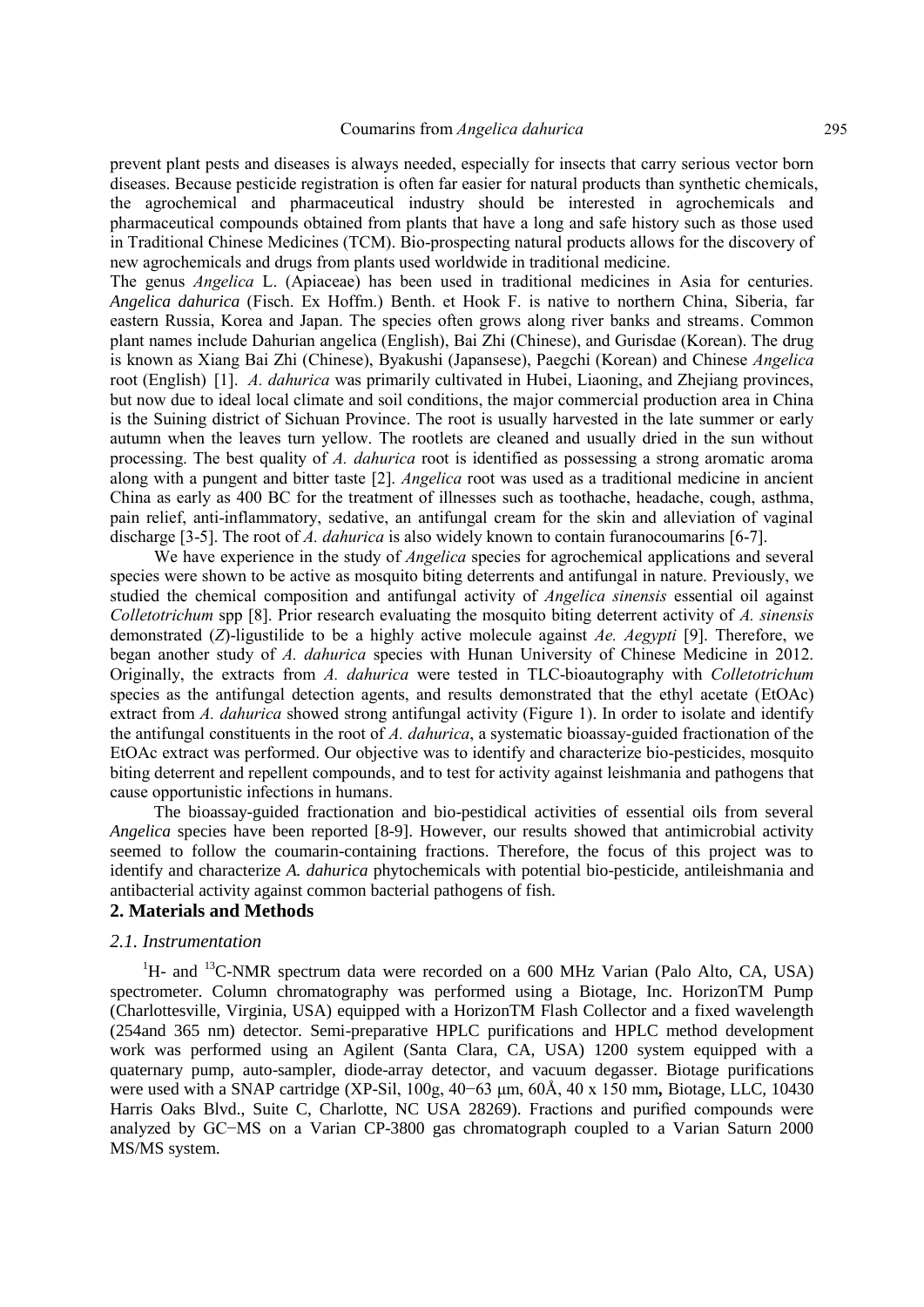prevent plant pests and diseases is always needed, especially for insects that carry serious vector born diseases. Because pesticide registration is often far easier for natural products than synthetic chemicals, the agrochemical and pharmaceutical industry should be interested in agrochemicals and pharmaceutical compounds obtained from plants that have a long and safe history such as those used in Traditional Chinese Medicines (TCM). Bio-prospecting natural products allows for the discovery of new agrochemicals and drugs from plants used worldwide in traditional medicine.

The genus *Angelica* L. (Apiaceae) has been used in traditional medicines in Asia for centuries. *Angelica dahurica* (Fisch. Ex Hoffm.) Benth. et Hook F. is native to northern China, Siberia, far eastern Russia, Korea and Japan. The species often grows along river banks and streams. Common plant names include Dahurian angelica (English), Bai Zhi (Chinese), and Gurisdae (Korean). The drug is known as Xiang Bai Zhi (Chinese), Byakushi (Japansese), Paegchi (Korean) and Chinese *Angelica* root (English) [1]. *A. dahurica* was primarily cultivated in Hubei, Liaoning, and Zhejiang provinces, but now due to ideal local climate and soil conditions, the major commercial production area in China is the Suining district of Sichuan Province. The root is usually harvested in the late summer or early autumn when the leaves turn yellow. The rootlets are cleaned and usually dried in the sun without processing. The best quality of *A. dahurica* root is identified as possessing a strong aromatic aroma along with a pungent and bitter taste [2]. *Angelica* root was used as a traditional medicine in ancient China as early as 400 BC for the treatment of illnesses such as toothache, headache, cough, asthma, pain relief, anti-inflammatory, sedative, an antifungal cream for the skin and alleviation of vaginal discharge [3-5]. The root of *A. dahurica* is also widely known to contain furanocoumarins [6-7].

We have experience in the study of *Angelica* species for agrochemical applications and several species were shown to be active as mosquito biting deterrents and antifungal in nature. Previously, we studied the chemical composition and antifungal activity of *Angelica sinensis* essential oil against *Colletotrichum* spp [8]. Prior research evaluating the mosquito biting deterrent activity of *A. sinensis* demonstrated (*Z*)-ligustilide to be a highly active molecule against *Ae. Aegypti* [9]. Therefore, we began another study of *A. dahurica* species with Hunan University of Chinese Medicine in 2012. Originally, the extracts from *A. dahurica* were tested in TLC-bioautography with *Colletotrichum* species as the antifungal detection agents, and results demonstrated that the ethyl acetate (EtOAc) extract from *A. dahurica* showed strong antifungal activity (Figure 1). In order to isolate and identify the antifungal constituents in the root of *A. dahurica*, a systematic bioassay-guided fractionation of the EtOAc extract was performed. Our objective was to identify and characterize bio-pesticides, mosquito biting deterrent and repellent compounds, and to test for activity against leishmania and pathogens that cause opportunistic infections in humans.

The bioassay-guided fractionation and bio-pestidical activities of essential oils from several *Angelica* species have been reported [8-9]. However, our results showed that antimicrobial activity seemed to follow the coumarin-containing fractions. Therefore, the focus of this project was to identify and characterize *A. dahurica* phytochemicals with potential bio-pesticide, antileishmania and antibacterial activity against common bacterial pathogens of fish.

## 2. Materials and Methods

### *2.1. Instrumentation*

$^{1}$H- and $^{13}$C-NMR spectrum data were recorded on a 600 MHz Varian (Palo Alto, CA, USA) spectrometer. Column chromatography was performed using a Biotage, Inc. HorizonTM Pump (Charlottesville, Virginia, USA) equipped with a HorizonTM Flash Collector and a fixed wavelength (254and 365 nm) detector. Semi-preparative HPLC purifications and HPLC method development work was performed using an Agilent (Santa Clara, CA, USA) 1200 system equipped with a quaternary pump, auto-sampler, diode-array detector, and vacuum degasser. Biotage purifications were used with a SNAP cartridge (XP-Sil, 100g, 40−63 μm, 60Å, 40 x 150 mm**,** Biotage, LLC, 10430 Harris Oaks Blvd., Suite C, Charlotte, NC USA 28269). Fractions and purified compounds were analyzed by GC−MS on a Varian CP-3800 gas chromatograph coupled to a Varian Saturn 2000 MS/MS system.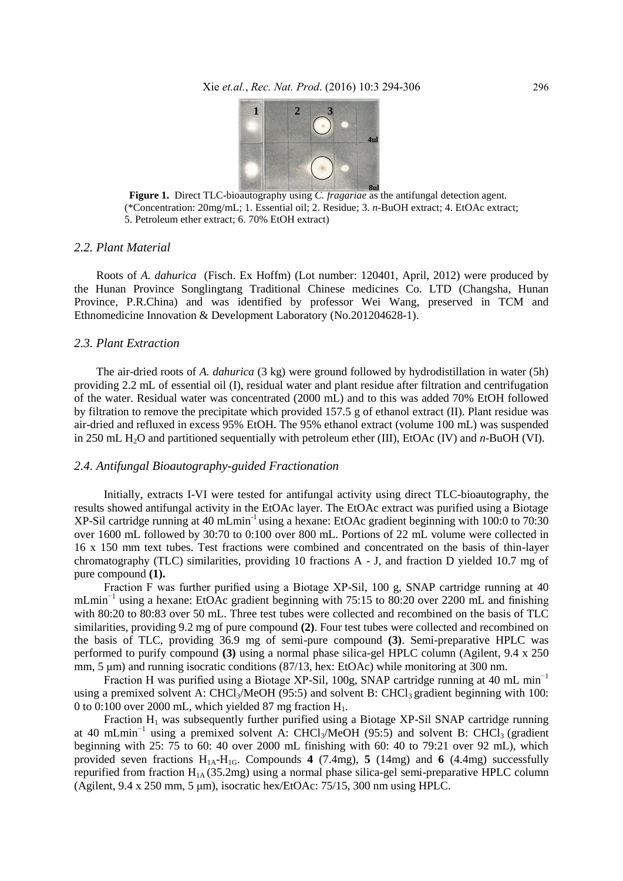**Figure 1.** Direct TLC-bioautography using *C. fragariae* as the antifungal detection agent. (*Concentration: 20mg/mL; 1. Essential oil; 2. Residue; 3. *n*-BuOH extract; 4. EtOAc extract; 5. Petroleum ether extract; 6. 70% EtOH extract)

### *2.2. Plant Material*

Roots of *A. dahurica* (Fisch. Ex Hoffm) (Lot number: 120401, April, 2012) were produced by the Hunan Province Songlingtang Traditional Chinese medicines Co. LTD (Changsha, Hunan Province, P.R.China) and was identified by professor Wei Wang, preserved in TCM and Ethnomedicine Innovation & Development Laboratory (No.201204628-1).

### *2.3. Plant Extraction*

The air-dried roots of *A. dahurica* (3 kg) were ground followed by hydrodistillation in water (5h) providing 2.2 mL of essential oil (I), residual water and plant residue after filtration and centrifugation of the water. Residual water was concentrated (2000 mL) and to this was added 70% EtOH followed by filtration to remove the precipitate which provided 157.5 g of ethanol extract (II). Plant residue was air-dried and refluxed in excess 95% EtOH. The 95% ethanol extract (volume 100 mL) was suspended in 250 mL $H_2O$ and partitioned sequentially with petroleum ether (III), EtOAc (IV) and *n*-BuOH (VI).

### *2.4. Antifungal Bioautography-guided Fractionation*

Initially, extracts I-VI were tested for antifungal activity using direct TLC-bioautography, the results showed antifungal activity in the EtOAc layer. The EtOAc extract was purified using a Biotage XP-Sil cartridge running at 40 $mLmin^{-1}$ using a hexane: EtOAc gradient beginning with 100:0 to 70:30 over 1600 mL followed by 30:70 to 0:100 over 800 mL. Portions of 22 mL volume were collected in 16 x 150 mm text tubes. Test fractions were combined and concentrated on the basis of thin-layer chromatography (TLC) similarities, providing 10 fractions A - J, and fraction D yielded 10.7 mg of pure compound **(1).**

Fraction F was further purified using a Biotage XP-Sil, 100 g, SNAP cartridge running at 40 $mLmin^{-1}$ using a hexane: EtOAc gradient beginning with 75:15 to 80:20 over 2200 mL and finishing with 80:20 to 80:83 over 50 mL. Three test tubes were collected and recombined on the basis of TLC similarities, providing 9.2 mg of pure compound **(2)**. Four test tubes were collected and recombined on the basis of TLC, providing 36.9 mg of semi-pure compound **(3)**. Semi-preparative HPLC was performed to purify compound **(3)** using a normal phase silica-gel HPLC column (Agilent, 9.4 x 250 mm, 5 μm) and running isocratic conditions (87/13, hex: EtOAc) while monitoring at 300 nm.

Fraction H was purified using a Biotage XP-Sil, 100g, SNAP cartridge running at 40 mL $min^{-1}$ using a premixed solvent A: $CHCl_3$/MeOH (95:5) and solvent B: $CHCl_3$ gradient beginning with 100: 0 to 0:100 over 2000 mL, which yielded 87 mg fraction $H_1$.

Fraction $H_1$ was subsequently further purified using a Biotage XP-Sil SNAP cartridge running at 40 $mLmin^{-1}$ using a premixed solvent A: $CHCl_3$/MeOH (95:5) and solvent B: $CHCl_3$ (gradient beginning with 25: 75 to 60: 40 over 2000 mL finishing with 60: 40 to 79:21 over 92 mL), which provided seven fractions $H_{1A}$-$H_{1G}$. Compounds **4** (7.4mg), **5** (14mg) and **6** (4.4mg) successfully repurified from fraction $H_{1A}$ (35.2mg) using a normal phase silica-gel semi-preparative HPLC column (Agilent, 9.4 x 250 mm, 5 μm), isocratic hex/EtOAc: 75/15, 300 nm using HPLC.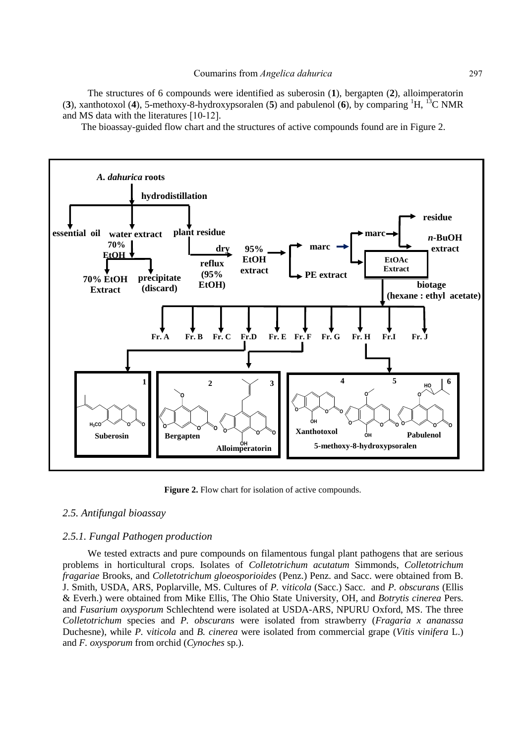The structures of 6 compounds were identified as suberosin (**1**), bergapten (**2**), alloimperatorin (**3**), xanthotoxol (**4**), 5-methoxy-8-hydroxypsoralen (**5**) and pabulenol (**6**), by comparing $^1H$, $^{13}C$ NMR and MS data with the literatures [10-12].

The bioassay-guided flow chart and the structures of active compounds found are in Figure 2.

**Figure 2.** Flow chart for isolation of active compounds.

## *2.5. Antifungal bioassay*

### *2.5.1. Fungal Pathogen production*

We tested extracts and pure compounds on filamentous fungal plant pathogens that are serious problems in horticultural crops. Isolates of *Colletotrichum acutatum* Simmonds, *Colletotrichum fragariae* Brooks, and *Colletotrichum gloeosporioides* (Penz.) Penz. and Sacc. were obtained from B. J. Smith, USDA, ARS, Poplarville, MS. Cultures of *P. viticola* (Sacc.) Sacc. and *P. obscurans* (Ellis & Everh.) were obtained from Mike Ellis, The Ohio State University, OH, and *Botrytis cinerea* Pers. and *Fusarium oxysporum* Schlechtend were isolated at USDA-ARS, NPURU Oxford, MS. The three *Colletotrichum* species and *P. obscurans* were isolated from strawberry (*Fragaria x ananassa* Duchesne), while *P. viticola* and *B. cinerea* were isolated from commercial grape (*Vitis vinifera* L.) and *F. oxysporum* from orchid (*Cynoches* sp.).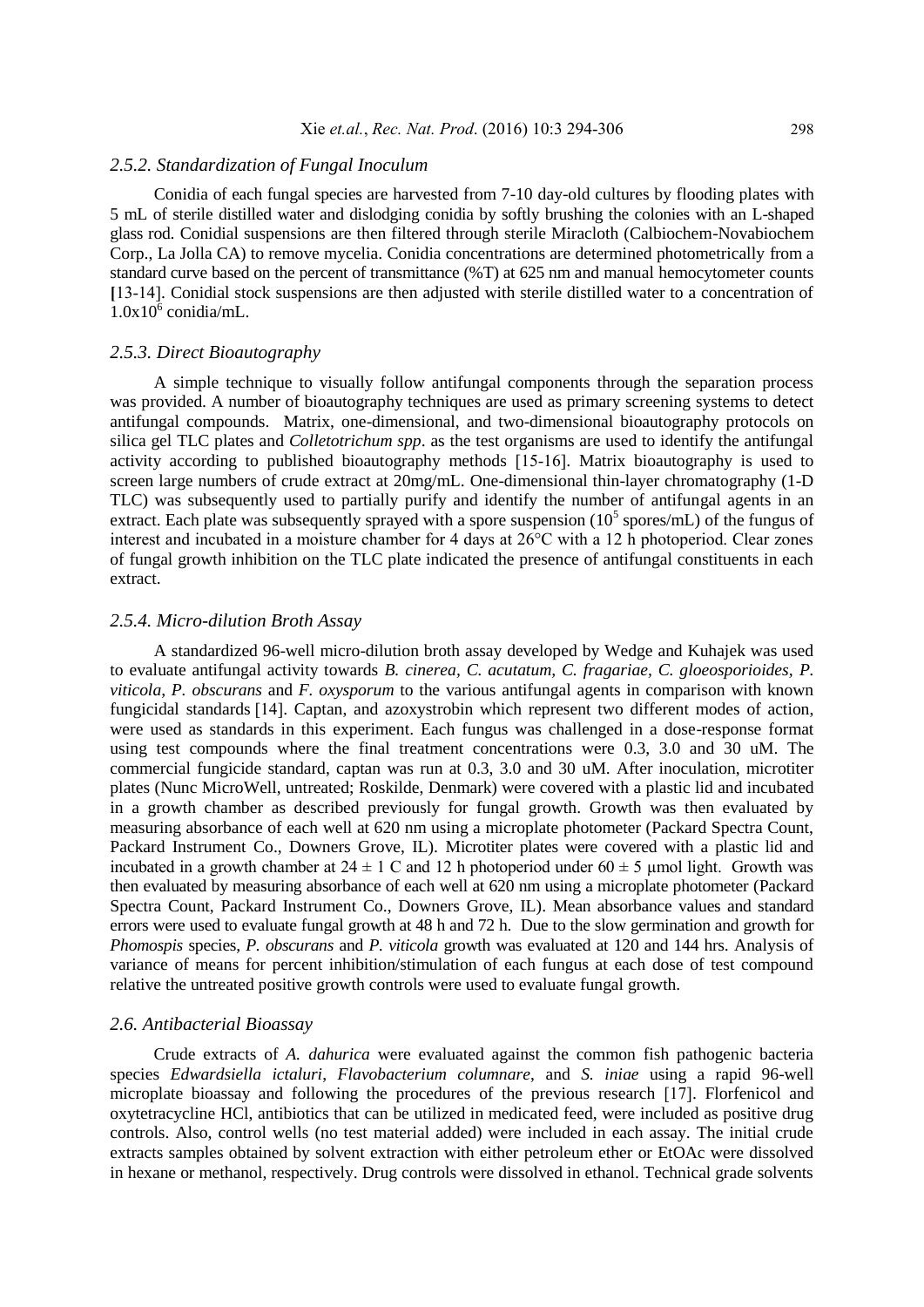### 2.5.2. Standardization of Fungal Inoculum

Conidia of each fungal species are harvested from 7-10 day-old cultures by flooding plates with 5 mL of sterile distilled water and dislodging conidia by softly brushing the colonies with an L-shaped glass rod. Conidial suspensions are then filtered through sterile Miracloth (Calbiochem-Novabiochem Corp., La Jolla CA) to remove mycelia. Conidia concentrations are determined photometrically from a standard curve based on the percent of transmittance (%T) at 625 nm and manual hemocytometer counts [13-14]. Conidial stock suspensions are then adjusted with sterile distilled water to a concentration of $1.0x10^6$ conidia/mL.

### 2.5.3. Direct Bioautography

A simple technique to visually follow antifungal components through the separation process was provided. A number of bioautography techniques are used as primary screening systems to detect antifungal compounds. Matrix, one-dimensional, and two-dimensional bioautography protocols on silica gel TLC plates and *Colletotrichum spp*. as the test organisms are used to identify the antifungal activity according to published bioautography methods [15-16]. Matrix bioautography is used to screen large numbers of crude extract at 20mg/mL. One-dimensional thin-layer chromatography (1-D TLC) was subsequently used to partially purify and identify the number of antifungal agents in an extract. Each plate was subsequently sprayed with a spore suspension ($10^5$ spores/mL) of the fungus of interest and incubated in a moisture chamber for 4 days at 26°C with a 12 h photoperiod. Clear zones of fungal growth inhibition on the TLC plate indicated the presence of antifungal constituents in each extract.

### 2.5.4. Micro-dilution Broth Assay

A standardized 96-well micro-dilution broth assay developed by Wedge and Kuhajek was used to evaluate antifungal activity towards *B. cinerea*, *C. acutatum, C. fragariae, C. gloeosporioides, P. viticola, P. obscurans* and *F. oxysporum* to the various antifungal agents in comparison with known fungicidal standards [14]. Captan, and azoxystrobin which represent two different modes of action, were used as standards in this experiment. Each fungus was challenged in a dose-response format using test compounds where the final treatment concentrations were 0.3, 3.0 and 30 uM. The commercial fungicide standard, captan was run at 0.3, 3.0 and 30 uM. After inoculation, microtiter plates (Nunc MicroWell, untreated; Roskilde, Denmark) were covered with a plastic lid and incubated in a growth chamber as described previously for fungal growth. Growth was then evaluated by measuring absorbance of each well at 620 nm using a microplate photometer (Packard Spectra Count, Packard Instrument Co., Downers Grove, IL). Microtiter plates were covered with a plastic lid and incubated in a growth chamber at $24 \pm 1$ C and 12 h photoperiod under $60 \pm 5$ μmol light. Growth was then evaluated by measuring absorbance of each well at 620 nm using a microplate photometer (Packard Spectra Count, Packard Instrument Co., Downers Grove, IL). Mean absorbance values and standard errors were used to evaluate fungal growth at 48 h and 72 h. Due to the slow germination and growth for *Phomospis* species, *P. obscurans* and *P. viticola* growth was evaluated at 120 and 144 hrs. Analysis of variance of means for percent inhibition/stimulation of each fungus at each dose of test compound relative the untreated positive growth controls were used to evaluate fungal growth.

## 2.6. Antibacterial Bioassay

Crude extracts of *A. dahurica* were evaluated against the common fish pathogenic bacteria species *Edwardsiella ictaluri*, *Flavobacterium columnare*, and *S. iniae* using a rapid 96-well microplate bioassay and following the procedures of the previous research [17]. Florfenicol and oxytetracycline HCl, antibiotics that can be utilized in medicated feed, were included as positive drug controls. Also, control wells (no test material added) were included in each assay. The initial crude extracts samples obtained by solvent extraction with either petroleum ether or EtOAc were dissolved in hexane or methanol, respectively. Drug controls were dissolved in ethanol. Technical grade solvents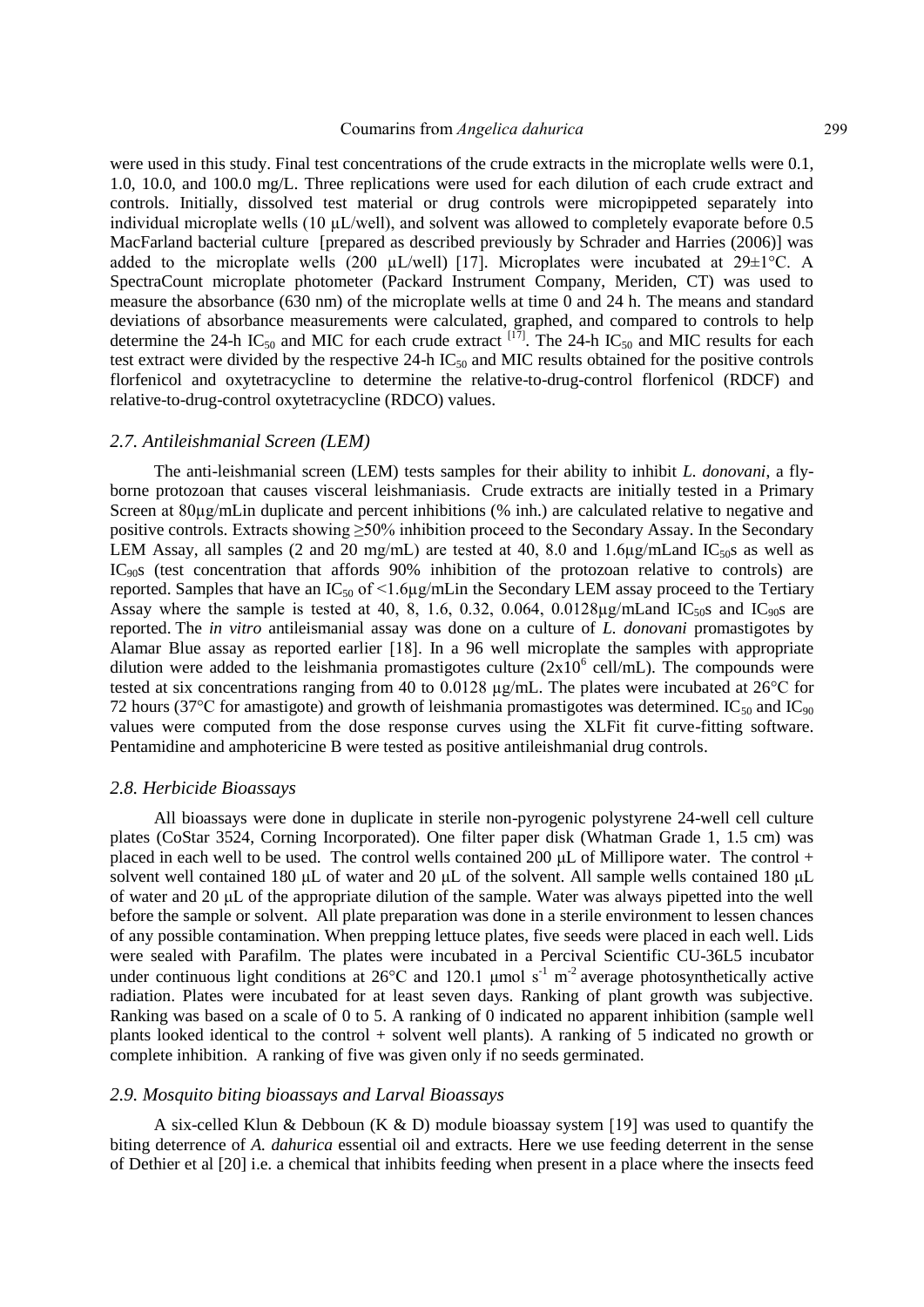were used in this study. Final test concentrations of the crude extracts in the microplate wells were 0.1, 1.0, 10.0, and 100.0 mg/L. Three replications were used for each dilution of each crude extract and controls. Initially, dissolved test material or drug controls were micropipetted separately into individual microplate wells (10 µL/well), and solvent was allowed to completely evaporate before 0.5 MacFarland bacterial culture [prepared as described previously by Schrader and Harries (2006)] was added to the microplate wells (200 µL/well) [17]. Microplates were incubated at 29±1°C. A SpectraCount microplate photometer (Packard Instrument Company, Meriden, CT) was used to measure the absorbance (630 nm) of the microplate wells at time 0 and 24 h. The means and standard deviations of absorbance measurements were calculated, graphed, and compared to controls to help determine the 24-h $IC_{50}$ and MIC for each crude extract [17]. The 24-h $IC_{50}$ and MIC results for each test extract were divided by the respective 24-h $IC_{50}$ and MIC results obtained for the positive controls florfenicol and oxytetracycline to determine the relative-to-drug-control florfenicol (RDCF) and relative-to-drug-control oxytetracycline (RDCO) values.

### *2.7. Antileishmanial Screen (LEM)*

The anti-leishmanial screen (LEM) tests samples for their ability to inhibit *L. donovani*, a fly-borne protozoan that causes visceral leishmaniasis. Crude extracts are initially tested in a Primary Screen at 80µg/mLin duplicate and percent inhibitions (% inh.) are calculated relative to negative and positive controls. Extracts showing ≥50% inhibition proceed to the Secondary Assay. In the Secondary LEM Assay, all samples (2 and 20 mg/mL) are tested at 40, 8.0 and 1.6µg/mLand $IC_{50}$s as well as $IC_{90}$s (test concentration that affords 90% inhibition of the protozoan relative to controls) are reported. Samples that have an $IC_{50}$ of <1.6µg/mLin the Secondary LEM assay proceed to the Tertiary Assay where the sample is tested at 40, 8, 1.6, 0.32, 0.064, 0.0128µg/mLand $IC_{50}$s and $IC_{90}$s are reported. The *in vitro* antileismanial assay was done on a culture of *L. donovani* promastigotes by Alamar Blue assay as reported earlier [18]. In a 96 well microplate the samples with appropriate dilution were added to the leishmania promastigotes culture ($2x10^6$ cell/mL). The compounds were tested at six concentrations ranging from 40 to 0.0128 µg/mL. The plates were incubated at 26°C for 72 hours (37°C for amastigote) and growth of leishmania promastigotes was determined. $IC_{50}$ and $IC_{90}$ values were computed from the dose response curves using the XLFit fit curve-fitting software. Pentamidine and amphotericine B were tested as positive antileishmanial drug controls.

### *2.8. Herbicide Bioassays*

All bioassays were done in duplicate in sterile non-pyrogenic polystyrene 24-well cell culture plates (CoStar 3524, Corning Incorporated). One filter paper disk (Whatman Grade 1, 1.5 cm) was placed in each well to be used. The control wells contained 200 µL of Millipore water. The control + solvent well contained 180 µL of water and 20 µL of the solvent. All sample wells contained 180 µL of water and 20 µL of the appropriate dilution of the sample. Water was always pipetted into the well before the sample or solvent. All plate preparation was done in a sterile environment to lessen chances of any possible contamination. When prepping lettuce plates, five seeds were placed in each well. Lids were sealed with Parafilm. The plates were incubated in a Percival Scientific CU-36L5 incubator under continuous light conditions at 26°C and 120.1 µmol $s^{-1}$ $m^{-2}$ average photosynthetically active radiation. Plates were incubated for at least seven days. Ranking of plant growth was subjective. Ranking was based on a scale of 0 to 5. A ranking of 0 indicated no apparent inhibition (sample well plants looked identical to the control + solvent well plants). A ranking of 5 indicated no growth or complete inhibition. A ranking of five was given only if no seeds germinated.

### *2.9. Mosquito biting bioassays and Larval Bioassays*

A six-celled Klun & Debboun (K & D) module bioassay system [19] was used to quantify the biting deterrence of *A. dahurica* essential oil and extracts. Here we use feeding deterrent in the sense of Dethier et al [20] i.e. a chemical that inhibits feeding when present in a place where the insects feed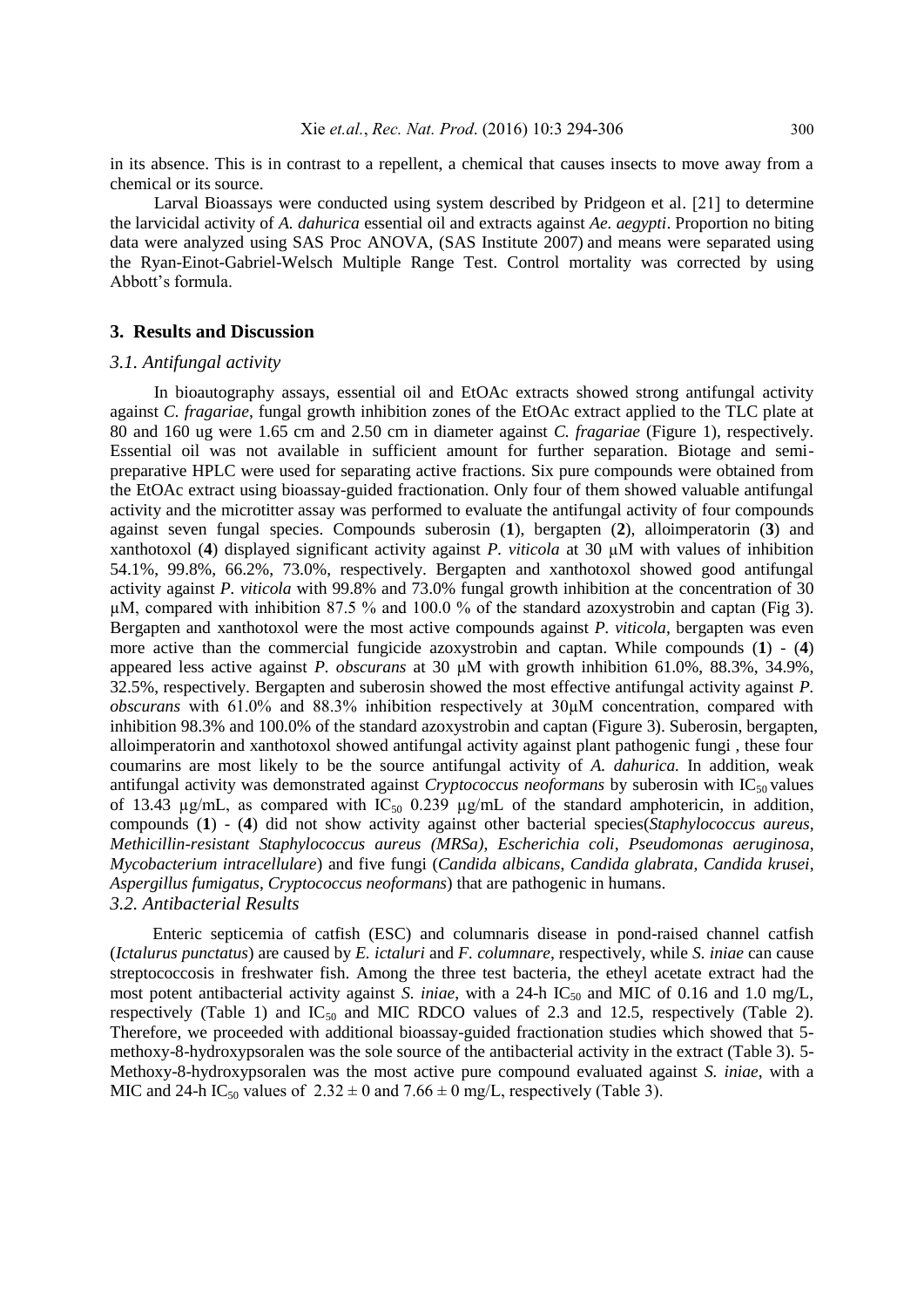in its absence. This is in contrast to a repellent, a chemical that causes insects to move away from a chemical or its source.

Larval Bioassays were conducted using system described by Pridgeon et al. [21] to determine the larvicidal activity of *A. dahurica* essential oil and extracts against *Ae. aegypti*. Proportion no biting data were analyzed using SAS Proc ANOVA, (SAS Institute 2007) and means were separated using the Ryan-Einot-Gabriel-Welsch Multiple Range Test. Control mortality was corrected by using Abbott's formula.

## 3. Results and Discussion

### *3.1. Antifungal activity*

In bioautography assays, essential oil and EtOAc extracts showed strong antifungal activity against *C. fragariae*, fungal growth inhibition zones of the EtOAc extract applied to the TLC plate at 80 and 160 ug were 1.65 cm and 2.50 cm in diameter against *C. fragariae* (Figure 1), respectively. Essential oil was not available in sufficient amount for further separation. Biotage and semi-preparative HPLC were used for separating active fractions. Six pure compounds were obtained from the EtOAc extract using bioassay-guided fractionation. Only four of them showed valuable antifungal activity and the microtitter assay was performed to evaluate the antifungal activity of four compounds against seven fungal species. Compounds suberosin (**1**), bergapten (**2**), alloimperatorin (**3**) and xanthotoxol (**4**) displayed significant activity against *P. viticola* at 30 μM with values of inhibition 54.1%, 99.8%, 66.2%, 73.0%, respectively. Bergapten and xanthotoxol showed good antifungal activity against *P. viticola* with 99.8% and 73.0% fungal growth inhibition at the concentration of 30 μM, compared with inhibition 87.5 % and 100.0 % of the standard azoxystrobin and captan (Fig 3). Bergapten and xanthotoxol were the most active compounds against *P. viticola*, bergapten was even more active than the commercial fungicide azoxystrobin and captan. While compounds (**1**) - (**4**) appeared less active against *P. obscurans* at 30 μM with growth inhibition 61.0%, 88.3%, 34.9%, 32.5%, respectively. Bergapten and suberosin showed the most effective antifungal activity against *P. obscurans* with 61.0% and 88.3% inhibition respectively at 30μM concentration, compared with inhibition 98.3% and 100.0% of the standard azoxystrobin and captan (Figure 3). Suberosin, bergapten, alloimperatorin and xanthotoxol showed antifungal activity against plant pathogenic fungi , these four coumarins are most likely to be the source antifungal activity of *A. dahurica.* In addition, weak antifungal activity was demonstrated against *Cryptococcus neoformans* by suberosin with $IC_{50}$ values of 13.43 μg/mL, as compared with $IC_{50}$ 0.239 μg/mL of the standard amphotericin, in addition, compounds (**1**) - (**4**) did not show activity against other bacterial species(*Staphylococcus aureus*, *Methicillin-resistant Staphylococcus aureus (MRSa)*, *Escherichia coli*, *Pseudomonas aeruginosa*, *Mycobacterium intracellulare*) and five fungi (*Candida albicans*, *Candida glabrata*, *Candida krusei*, *Aspergillus fumigatus*, *Cryptococcus neoformans*) that are pathogenic in humans.

### *3.2. Antibacterial Results*

Enteric septicemia of catfish (ESC) and columnaris disease in pond-raised channel catfish (*Ictalurus punctatus*) are caused by *E. ictaluri* and *F. columnare*, respectively, while *S. iniae* can cause streptococcosis in freshwater fish. Among the three test bacteria, the etheyl acetate extract had the most potent antibacterial activity against *S. iniae*, with a 24-h $IC_{50}$ and MIC of 0.16 and 1.0 mg/L, respectively (Table 1) and $IC_{50}$ and MIC RDCO values of 2.3 and 12.5, respectively (Table 2). Therefore, we proceeded with additional bioassay-guided fractionation studies which showed that 5-methoxy-8-hydroxypsoralen was the sole source of the antibacterial activity in the extract (Table 3). 5-Methoxy-8-hydroxypsoralen was the most active pure compound evaluated against *S. iniae*, with a MIC and 24-h $IC_{50}$ values of $2.32 \pm 0$ and $7.66 \pm 0$ mg/L, respectively (Table 3).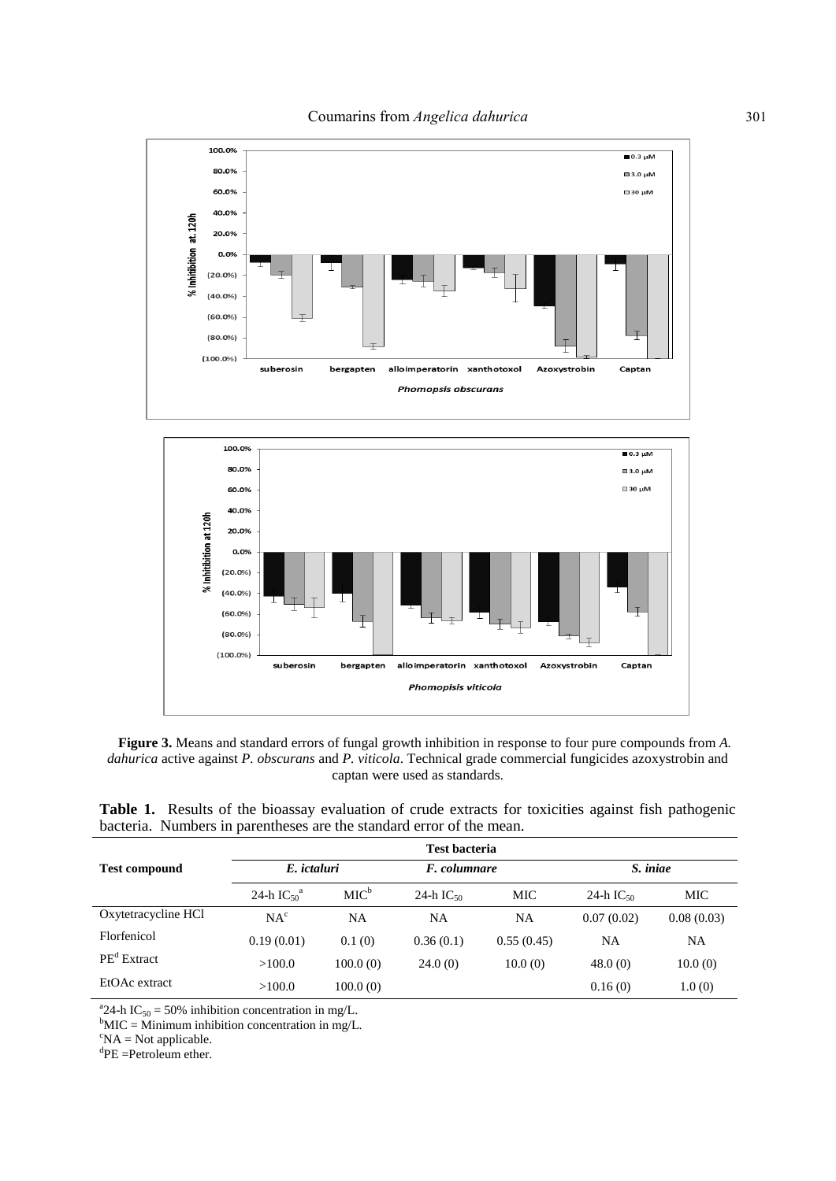**Figure 3.** Means and standard errors of fungal growth inhibition in response to four pure compounds from *A. dahurica* active against *P. obscurans* and *P. viticola*. Technical grade commercial fungicides azoxystrobin and captan were used as standards.

**Table 1.** Results of the bioassay evaluation of crude extracts for toxicities against fish pathogenic bacteria. Numbers in parentheses are the standard error of the mean.

| Test compound | Test bacteria | | | | | |
|---|---|---|---|---|---|---|
| | *E. ictaluri* | | *F. columnare* | | *S. iniae* | |
| | 24-h $IC_{50}$[a] | MIC[b] | 24-h $IC_{50}$ | MIC | 24-h $IC_{50}$ | MIC |
| Oxytetracycline HCl | NA[c] | NA | NA | NA | 0.07 (0.02) | 0.08 (0.03) |
| Florfenicol | 0.19 (0.01) | 0.1 (0) | 0.36 (0.1) | 0.55 (0.45) | NA | NA |
| PE[d] Extract | >100.0 | 100.0 (0) | 24.0 (0) | 10.0 (0) | 48.0 (0) | 10.0 (0) |
| EtOAc extract | >100.0 | 100.0 (0) | | | 0.16 (0) | 1.0 (0) |

[a]24-h $IC_{50}$ = 50% inhibition concentration in mg/L.
[b]MIC = Minimum inhibition concentration in mg/L.
[c]NA = Not applicable.
[d]PE =Petroleum ether.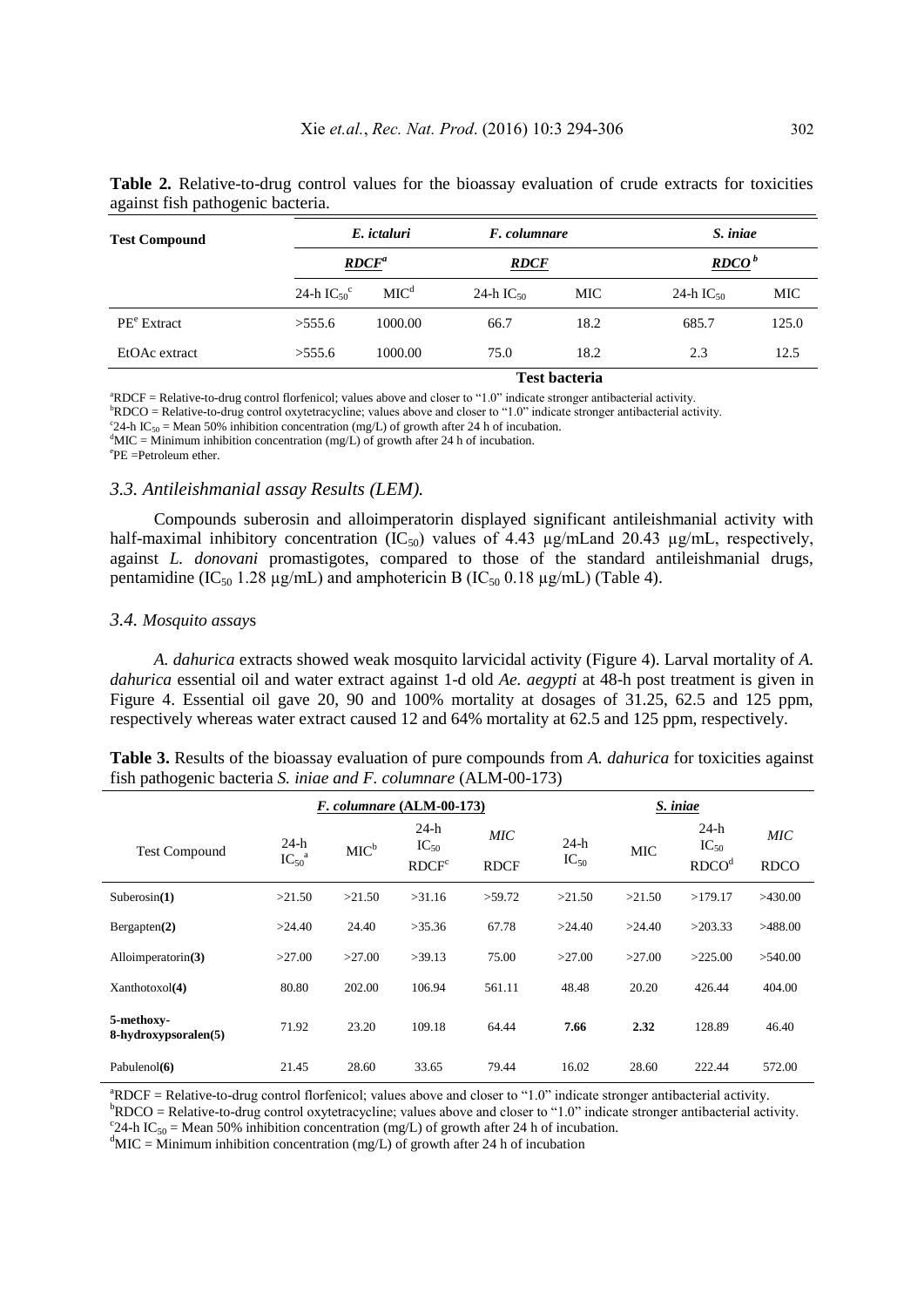**Table 2.** Relative-to-drug control values for the bioassay evaluation of crude extracts for toxicities against fish pathogenic bacteria.

| Test Compound | *E. ictaluri* | | *F. columnare* | | *S. iniae* | |
|---|---|---|---|---|---|---|
| | ***RDCF***[a] | | ***RDCF*** | | ***RDCO***[b] | |
| | 24-h $IC_{50}$[c] | MIC[d] | 24-h $IC_{50}$ | MIC | 24-h $IC_{50}$ | MIC |
| PE[e] Extract | >555.6 | 1000.00 | 66.7 | 18.2 | 685.7 | 125.0 |
| EtOAc extract | >555.6 | 1000.00 | 75.0 | 18.2 | 2.3 | 12.5 |
| | | | **Test bacteria** | | | |

[a]RDCF = Relative-to-drug control florfenicol; values above and closer to "1.0" indicate stronger antibacterial activity.
[b]RDCO = Relative-to-drug control oxytetracycline; values above and closer to "1.0" indicate stronger antibacterial activity.
[c]24-h $IC_{50}$ = Mean 50% inhibition concentration (mg/L) of growth after 24 h of incubation.
[d]MIC = Minimum inhibition concentration (mg/L) of growth after 24 h of incubation.
[e]PE =Petroleum ether.

### 3.3. Antileishmanial assay Results (LEM).

Compounds suberosin and alloimperatorin displayed significant antileishmanial activity with half-maximal inhibitory concentration ($IC_{50}$) values of 4.43 µg/mLand 20.43 µg/mL, respectively, against *L. donovani* promastigotes, compared to those of the standard antileishmanial drugs, pentamidine ($IC_{50}$ 1.28 µg/mL) and amphotericin B ($IC_{50}$ 0.18 µg/mL) (Table 4).

### 3.4. *Mosquito assay*s

*A. dahurica* extracts showed weak mosquito larvicidal activity (Figure 4). Larval mortality of *A. dahurica* essential oil and water extract against 1-d old *Ae. aegypti* at 48-h post treatment is given in Figure 4. Essential oil gave 20, 90 and 100% mortality at dosages of 31.25, 62.5 and 125 ppm, respectively whereas water extract caused 12 and 64% mortality at 62.5 and 125 ppm, respectively.

**Table 3.** Results of the bioassay evaluation of pure compounds from *A. dahurica* for toxicities against fish pathogenic bacteria *S. iniae and F. columnare* (ALM-00-173)

| Test Compound | *F. columnare* (ALM-00-173) | | | | *S. iniae* | | | |
|---|---|---|---|---|---|---|---|---|
| | 24-h $IC_{50}$[a] | MIC[b] | 24-h $IC_{50}$ RDCF[c] | *MIC* RDCF | 24-h $IC_{50}$ | MIC | 24-h $IC_{50}$ RDCO[d] | *MIC* RDCO |
| Suberosin**(1)** | >21.50 | >21.50 | >31.16 | >59.72 | >21.50 | >21.50 | >179.17 | >430.00 |
| Bergapten**(2)** | >24.40 | 24.40 | >35.36 | 67.78 | >24.40 | >24.40 | >203.33 | >488.00 |
| Alloimperatorin**(3)** | >27.00 | >27.00 | >39.13 | 75.00 | >27.00 | >27.00 | >225.00 | >540.00 |
| Xanthotoxol**(4)** | 80.80 | 202.00 | 106.94 | 561.11 | 48.48 | 20.20 | 426.44 | 404.00 |
| **5-methoxy-8-hydroxypsoralen(5)** | 71.92 | 23.20 | 109.18 | 64.44 | **7.66** | **2.32** | 128.89 | 46.40 |
| Pabulenol**(6)** | 21.45 | 28.60 | 33.65 | 79.44 | 16.02 | 28.60 | 222.44 | 572.00 |

[a]RDCF = Relative-to-drug control florfenicol; values above and closer to "1.0" indicate stronger antibacterial activity.
[b]RDCO = Relative-to-drug control oxytetracycline; values above and closer to "1.0" indicate stronger antibacterial activity.
[c]24-h $IC_{50}$ = Mean 50% inhibition concentration (mg/L) of growth after 24 h of incubation.
[d]MIC = Minimum inhibition concentration (mg/L) of growth after 24 h of incubation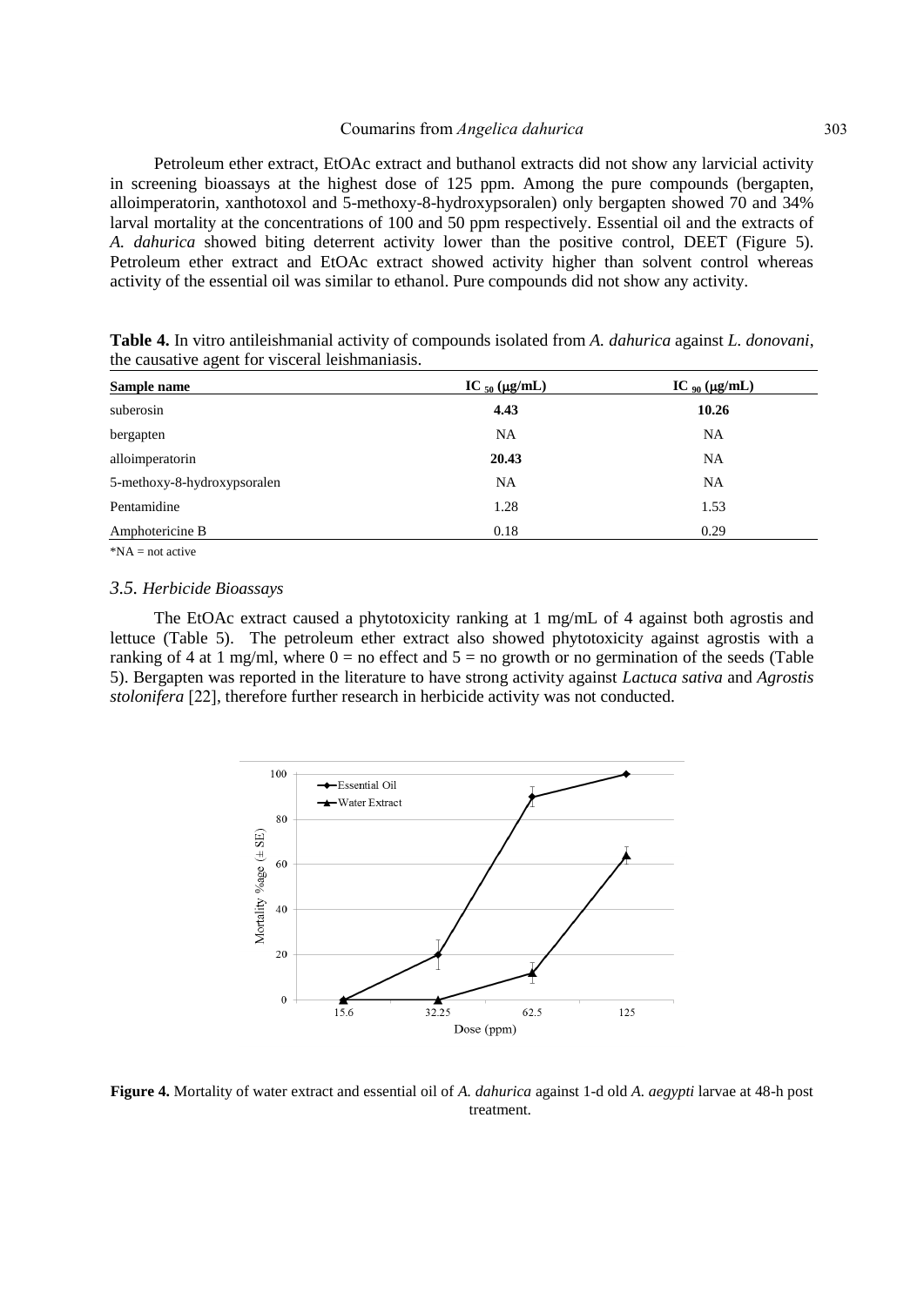Petroleum ether extract, EtOAc extract and buthanol extracts did not show any larvicial activity in screening bioassays at the highest dose of 125 ppm. Among the pure compounds (bergapten, alloimperatorin, xanthotoxol and 5-methoxy-8-hydroxypsoralen) only bergapten showed 70 and 34% larval mortality at the concentrations of 100 and 50 ppm respectively. Essential oil and the extracts of *A. dahurica* showed biting deterrent activity lower than the positive control, DEET (Figure 5). Petroleum ether extract and EtOAc extract showed activity higher than solvent control whereas activity of the essential oil was similar to ethanol. Pure compounds did not show any activity.

**Table 4.** In vitro antileishmanial activity of compounds isolated from *A. dahurica* against *L. donovani*, the causative agent for visceral leishmaniasis.

| Sample name | $IC_{50}$ (μg/mL) | $IC_{90}$ (μg/mL) |
|---|---|---|
| suberosin | **4.43** | **10.26** |
| bergapten | NA | NA |
| alloimperatorin | **20.43** | NA |
| 5-methoxy-8-hydroxypsoralen | NA | NA |
| Pentamidine | 1.28 | 1.53 |
| Amphotericine B | 0.18 | 0.29 |

*NA = not active

### 3.5. Herbicide Bioassays

The EtOAc extract caused a phytotoxicity ranking at 1 mg/mL of 4 against both agrostis and lettuce (Table 5). The petroleum ether extract also showed phytotoxicity against agrostis with a ranking of 4 at 1 mg/ml, where 0 = no effect and 5 = no growth or no germination of the seeds (Table 5). Bergapten was reported in the literature to have strong activity against *Lactuca sativa* and *Agrostis stolonifera* [22], therefore further research in herbicide activity was not conducted.

**Figure 4.** Mortality of water extract and essential oil of *A. dahurica* against 1-d old *A. aegypti* larvae at 48-h post treatment.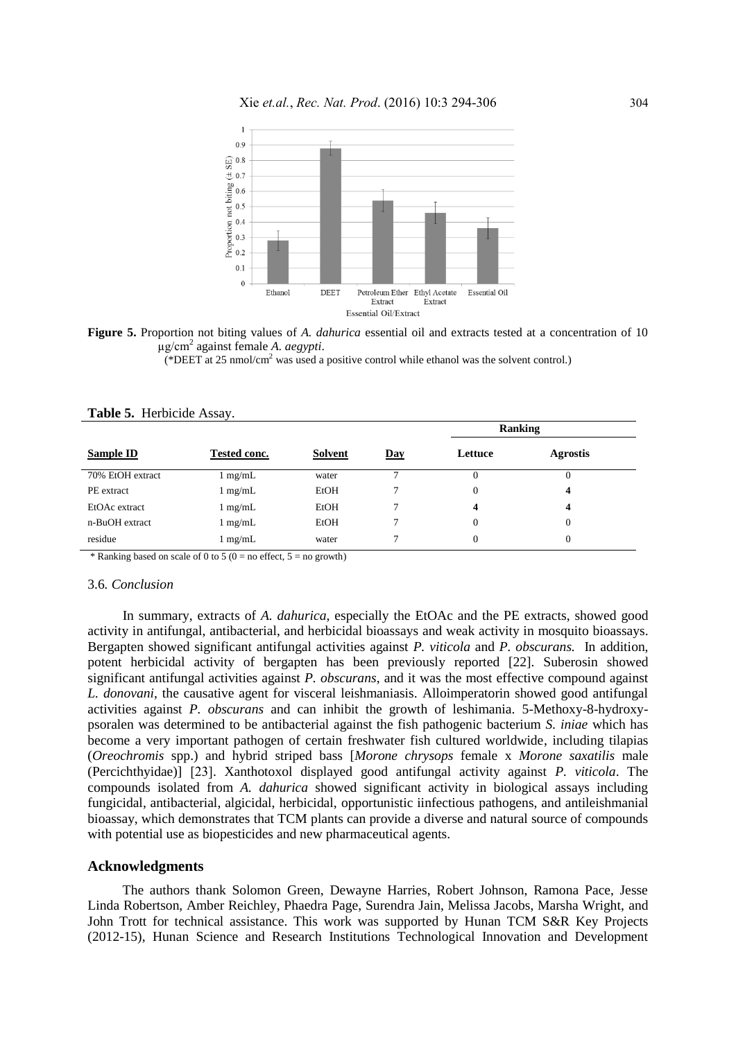**Figure 5.** Proportion not biting values of *A. dahurica* essential oil and extracts tested at a concentration of 10 µg/cm$^2$ against female *A. aegypti*.

(*DEET at 25 nmol/cm$^2$ was used a positive control while ethanol was the solvent control.)

**Table 5.** Herbicide Assay.

| Sample ID | Tested conc. | Solvent | Day | Ranking | |
|---|---|---|---|---|---|
| | | | | Lettuce | Agrostis |
| 70% EtOH extract | 1 mg/mL | water | 7 | 0 | 0 |
| PE extract | 1 mg/mL | EtOH | 7 | 0 | **4** |
| EtOAc extract | 1 mg/mL | EtOH | 7 | **4** | **4** |
| n-BuOH extract | 1 mg/mL | EtOH | 7 | 0 | 0 |
| residue | 1 mg/mL | water | 7 | 0 | 0 |

* Ranking based on scale of 0 to 5 (0 = no effect, 5 = no growth)

### 3.6. *Conclusion*

In summary, extracts of *A. dahurica*, especially the EtOAc and the PE extracts, showed good activity in antifungal, antibacterial, and herbicidal bioassays and weak activity in mosquito bioassays. Bergapten showed significant antifungal activities against *P. viticola* and *P. obscurans.* In addition, potent herbicidal activity of bergapten has been previously reported [22]. Suberosin showed significant antifungal activities against *P. obscurans*, and it was the most effective compound against *L. donovani*, the causative agent for visceral leishmaniasis. Alloimperatorin showed good antifungal activities against *P. obscurans* and can inhibit the growth of leshimania. 5-Methoxy-8-hydroxypsoralen was determined to be antibacterial against the fish pathogenic bacterium *S. iniae* which has become a very important pathogen of certain freshwater fish cultured worldwide, including tilapias (*Oreochromis* spp.) and hybrid striped bass [*Morone chrysops* female x *Morone saxatilis* male (Percichthyidae)] [23]. Xanthotoxol displayed good antifungal activity against *P. viticola*. The compounds isolated from *A. dahurica* showed significant activity in biological assays including fungicidal, antibacterial, algicidal, herbicidal, opportunistic iinfectious pathogens, and antileishmanial bioassay, which demonstrates that TCM plants can provide a diverse and natural source of compounds with potential use as biopesticides and new pharmaceutical agents.

## Acknowledgments

The authors thank Solomon Green, Dewayne Harries, Robert Johnson, Ramona Pace, Jesse Linda Robertson, Amber Reichley, Phaedra Page, Surendra Jain, Melissa Jacobs, Marsha Wright, and John Trott for technical assistance. This work was supported by Hunan TCM S&R Key Projects (2012-15), Hunan Science and Research Institutions Technological Innovation and Development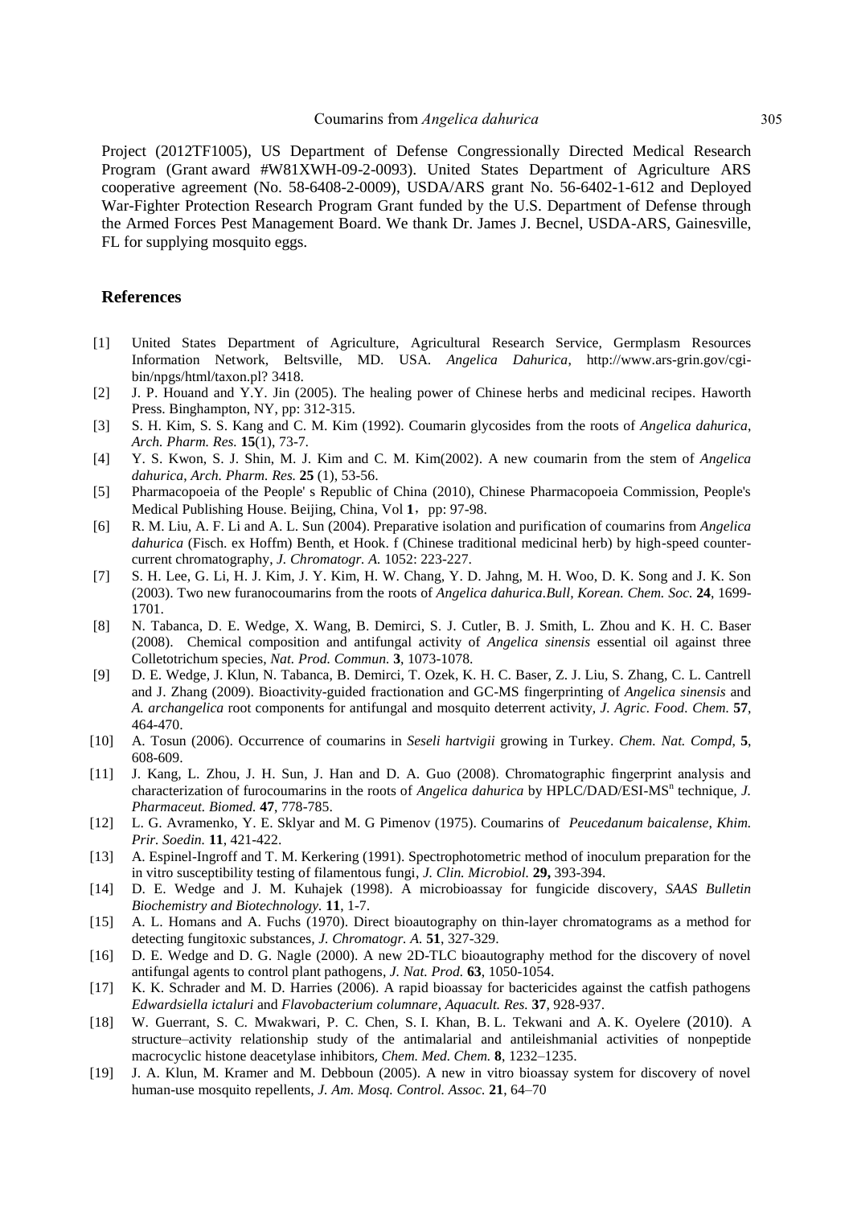Project (2012TF1005), US Department of Defense Congressionally Directed Medical Research Program (Grant award #W81XWH-09-2-0093). United States Department of Agriculture ARS cooperative agreement (No. 58-6408-2-0009), USDA/ARS grant No. 56-6402-1-612 and Deployed War-Fighter Protection Research Program Grant funded by the U.S. Department of Defense through the Armed Forces Pest Management Board. We thank Dr. James J. Becnel, USDA-ARS, Gainesville, FL for supplying mosquito eggs.

## References

[1] United States Department of Agriculture, Agricultural Research Service, Germplasm Resources Information Network, Beltsville, MD. USA. *Angelica Dahurica*, http://www.ars-grin.gov/cgi-bin/npgs/html/taxon.pl? 3418.

[2] J. P. Houand and Y.Y. Jin (2005). The healing power of Chinese herbs and medicinal recipes. Haworth Press. Binghampton, NY, pp: 312-315.

[3] S. H. Kim, S. S. Kang and C. M. Kim (1992). Coumarin glycosides from the roots of *Angelica dahurica*, *Arch. Pharm. Res.* **15**(1), 73-7.

[4] Y. S. Kwon, S. J. Shin, M. J. Kim and C. M. Kim(2002). A new coumarin from the stem of *Angelica dahurica*, *Arch. Pharm. Res.* **25** (1), 53-56.

[5] Pharmacopoeia of the People' s Republic of China (2010), Chinese Pharmacopoeia Commission, People's Medical Publishing House. Beijing, China, Vol **1**，pp: 97-98.

[6] R. M. Liu, A. F. Li and A. L. Sun (2004). Preparative isolation and purification of coumarins from *Angelica dahurica* (Fisch. ex Hoffm) Benth, et Hook. f (Chinese traditional medicinal herb) by high-speed counter-current chromatography, *J. Chromatogr. A.* 1052: 223-227.

[7] S. H. Lee, G. Li, H. J. Kim, J. Y. Kim, H. W. Chang, Y. D. Jahng, M. H. Woo, D. K. Song and J. K. Son (2003). Two new furanocoumarins from the roots of *Angelica dahurica*.*Bull, Korean. Chem. Soc.* **24**, 1699-1701.

[8] N. Tabanca, D. E. Wedge, X. Wang, B. Demirci, S. J. Cutler, B. J. Smith, L. Zhou and K. H. C. Baser (2008). Chemical composition and antifungal activity of *Angelica sinensis* essential oil against three Colletotrichum species, *Nat. Prod. Commun.* **3**, 1073-1078.

[9] D. E. Wedge, J. Klun, N. Tabanca, B. Demirci, T. Ozek, K. H. C. Baser, Z. J. Liu, S. Zhang, C. L. Cantrell and J. Zhang (2009). Bioactivity-guided fractionation and GC-MS fingerprinting of *Angelica sinensis* and *A. archangelica* root components for antifungal and mosquito deterrent activity, *J. Agric. Food. Chem.* **57**, 464-470.

[10] A. Tosun (2006). Occurrence of coumarins in *Seseli hartvigii* growing in Turkey. *Chem. Nat. Compd*, **5**, 608-609.

[11] J. Kang, L. Zhou, J. H. Sun, J. Han and D. A. Guo (2008). Chromatographic fingerprint analysis and characterization of furocoumarins in the roots of *Angelica dahurica* by HPLC/DAD/ESI-MS$^n$ technique, *J. Pharmaceut. Biomed.* **47**, 778-785.

[12] L. G. Avramenko, Y. E. Sklyar and M. G Pimenov (1975). Coumarins of *Peucedanum baicalense*, *Khim. Prir. Soedin.* **11**, 421-422.

[13] A. Espinel-Ingroff and T. M. Kerkering (1991). Spectrophotometric method of inoculum preparation for the in vitro susceptibility testing of filamentous fungi, *J. Clin. Microbiol.* **29,** 393-394.

[14] D. E. Wedge and J. M. Kuhajek (1998). A microbioassay for fungicide discovery, *SAAS Bulletin Biochemistry and Biotechnology.* **11**, 1-7.

[15] A. L. Homans and A. Fuchs (1970). Direct bioautography on thin-layer chromatograms as a method for detecting fungitoxic substances, *J. Chromatogr. A.* **51**, 327-329.

[16] D. E. Wedge and D. G. Nagle (2000). A new 2D-TLC bioautography method for the discovery of novel antifungal agents to control plant pathogens, *J. Nat. Prod.* **63**, 1050-1054.

[17] K. K. Schrader and M. D. Harries (2006). A rapid bioassay for bactericides against the catfish pathogens *Edwardsiella ictaluri* and *Flavobacterium columnare*, *Aquacult. Res.* **37**, 928-937.

[18] W. Guerrant, S. C. Mwakwari, P. C. Chen, S. I. Khan, B. L. Tekwani and A. K. Oyelere (2010). A structure–activity relationship study of the antimalarial and antileishmanial activities of nonpeptide macrocyclic histone deacetylase inhibitors, *Chem. Med. Chem.* **8**, 1232–1235.

[19] J. A. Klun, M. Kramer and M. Debboun (2005). A new in vitro bioassay system for discovery of novel human-use mosquito repellents, *J. Am. Mosq. Control. Assoc.* **21**, 64–70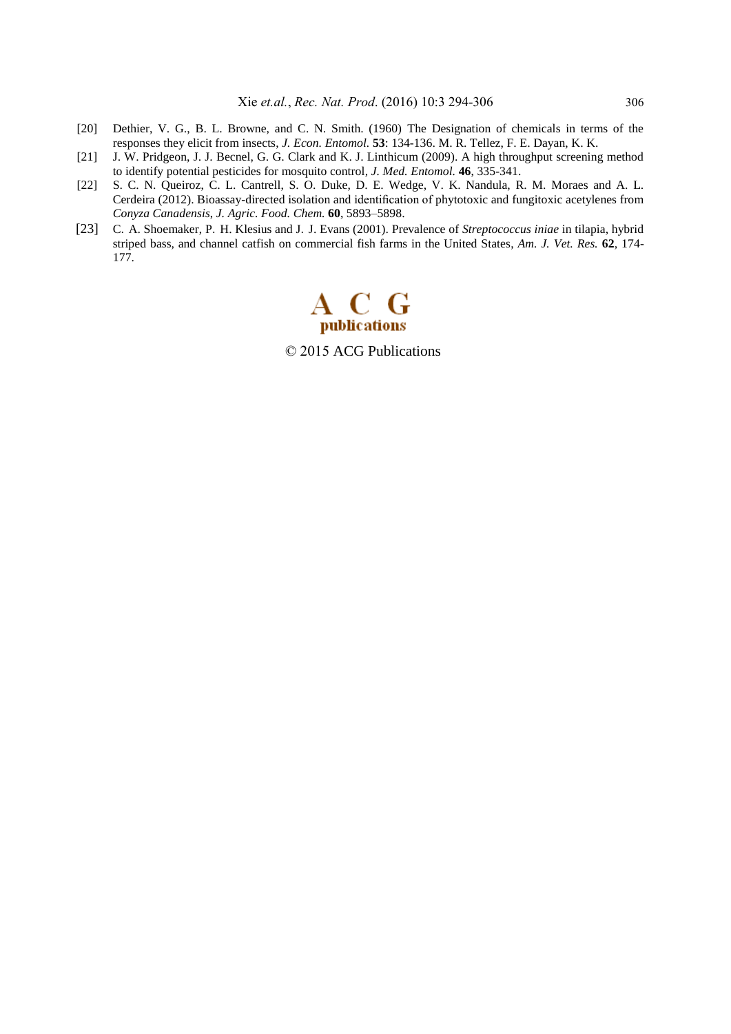[20] Dethier, V. G., B. L. Browne, and C. N. Smith. (1960) The Designation of chemicals in terms of the responses they elicit from insects, *J. Econ. Entomol.* **53**: 134-136. M. R. Tellez, F. E. Dayan, K. K.

[21] J. W. Pridgeon, J. J. Becnel, G. G. Clark and K. J. Linthicum (2009). A high throughput screening method to identify potential pesticides for mosquito control, *J. Med. Entomol.* **46**, 335-341.

[22] S. C. N. Queiroz, C. L. Cantrell, S. O. Duke, D. E. Wedge, V. K. Nandula, R. M. Moraes and A. L. Cerdeira (2012). Bioassay-directed isolation and identification of phytotoxic and fungitoxic acetylenes from *Conyza Canadensis*, *J. Agric. Food. Chem.* **60**, 5893–5898.

[23] C. A. Shoemaker, P. H. Klesius and J. J. Evans (2001). Prevalence of *Streptococcus iniae* in tilapia, hybrid striped bass, and channel catfish on commercial fish farms in the United States, *Am. J. Vet. Res.* **62**, 174-177.

A C G
publications

© 2015 ACG Publications